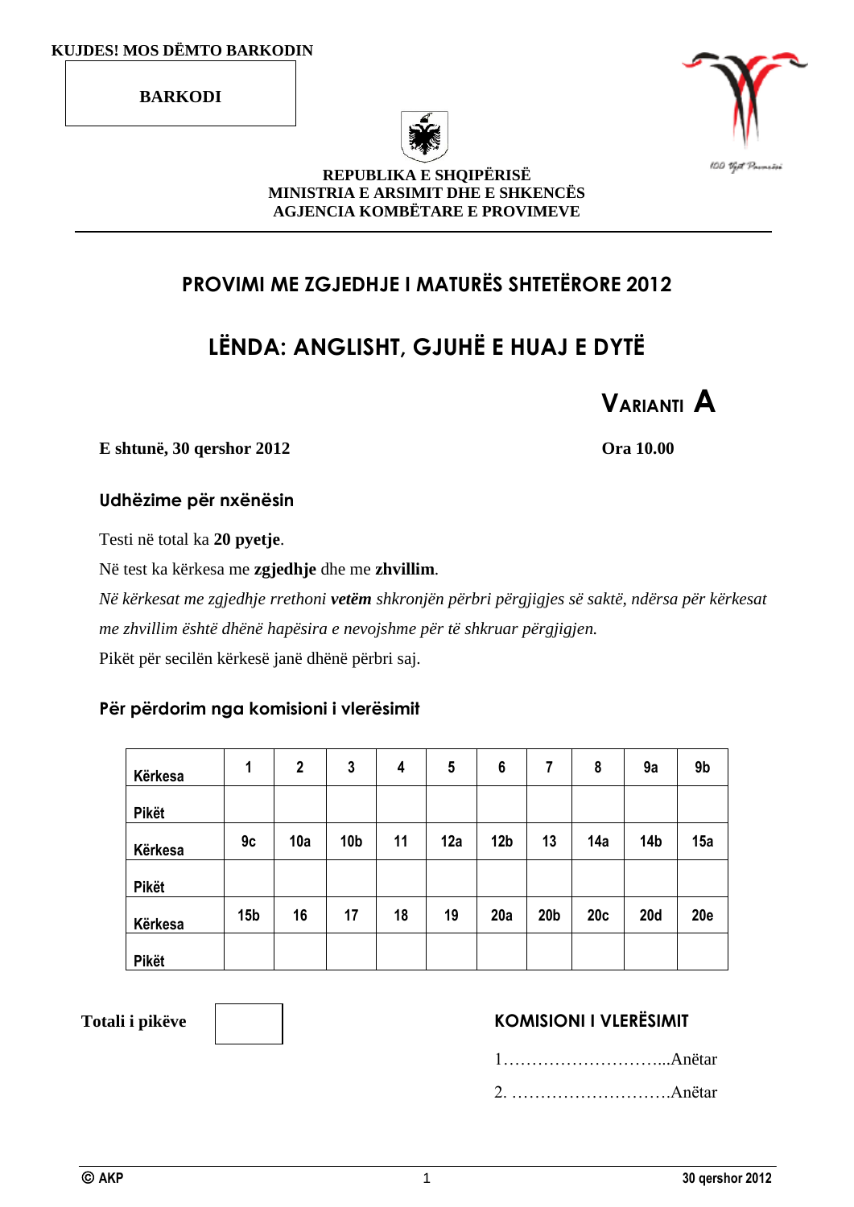KUJDES! MOS DËMTO BARKODIN

BARKODI

REPUBLIKA E SHQIPËRISË
MINISTRIA E ARSIMIT DHE E SHKENCËS
AGJENCIA KOMBËTARE E PROVIMEVE

# PROVIMI ME ZGJEDHJE I MATURËS SHTETËRORE 2012

# LËNDA: ANGLISHT, GJUHË E HUAJ E DYTË

**VARIANTI A**

**E shtunë, 30 qershor 2012** **Ora 10.00**

## Udhëzime për nxënësin

Testi në total ka **20 pyetje**.

Në test ka kërkesa me **zgjedhje** dhe me **zhvillim**.

*Në kërkesat me zgjedhje rrethoni **vetëm** shkronjën përbri përgjigjes së saktë, ndërsa për kërkesat me zhvillim është dhënë hapësira e nevojshme për të shkruar përgjigjen.*

Pikët për secilën kërkesë janë dhënë përbri saj.

## Për përdorim nga komisioni i vlerësimit

| Kërkesa | 1 | 2 | 3 | 4 | 5 | 6 | 7 | 8 | 9a | 9b |
|---|---|---|---|---|---|---|---|---|---|---|
| Pikët | | | | | | | | | | |
| Kërkesa | 9c | 10a | 10b | 11 | 12a | 12b | 13 | 14a | 14b | 15a |
| Pikët | | | | | | | | | | |
| Kërkesa | 15b | 16 | 17 | 18 | 19 | 20a | 20b | 20c | 20d | 20e |
| Pikët | | | | | | | | | | |

**Totali i pikëve**

**KOMISIONI I VLERËSIMIT**

1………………………...Anëtar

2. ……………………….Anëtar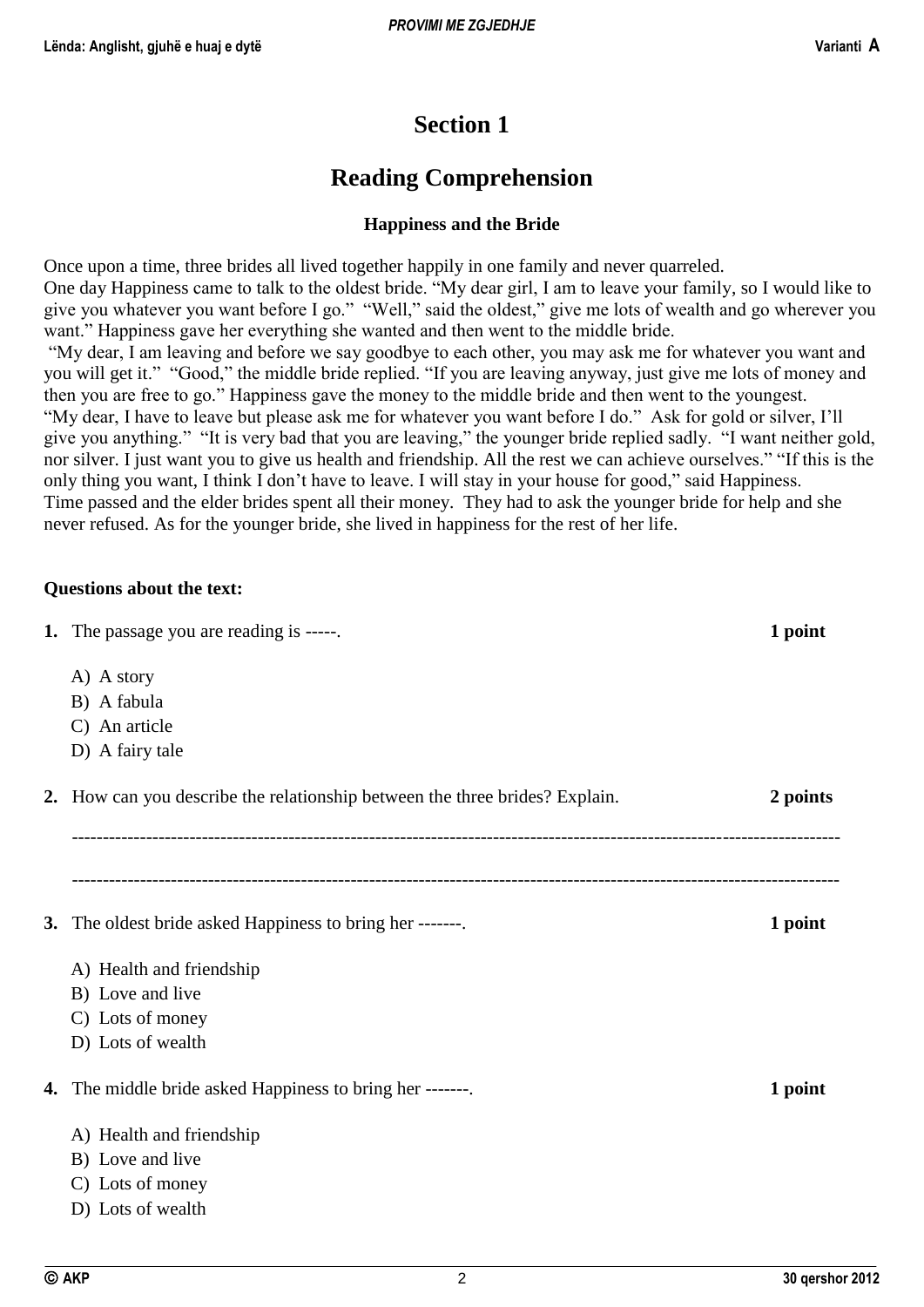# Section 1

## Reading Comprehension

### Happiness and the Bride

Once upon a time, three brides all lived together happily in one family and never quarreled.
One day Happiness came to talk to the oldest bride. “My dear girl, I am to leave your family, so I would like to give you whatever you want before I go.” “Well,” said the oldest,” give me lots of wealth and go wherever you want.” Happiness gave her everything she wanted and then went to the middle bride.
“My dear, I am leaving and before we say goodbye to each other, you may ask me for whatever you want and you will get it.” “Good,” the middle bride replied. “If you are leaving anyway, just give me lots of money and then you are free to go.” Happiness gave the money to the middle bride and then went to the youngest.
“My dear, I have to leave but please ask me for whatever you want before I do.” Ask for gold or silver, I’ll give you anything.” “It is very bad that you are leaving,” the younger bride replied sadly. “I want neither gold, nor silver. I just want you to give us health and friendship. All the rest we can achieve ourselves.” “If this is the only thing you want, I think I don’t have to leave. I will stay in your house for good,” said Happiness.
Time passed and the elder brides spent all their money. They had to ask the younger bride for help and she never refused. As for the younger bride, she lived in happiness for the rest of her life.

**Questions about the text:**

**1.** The passage you are reading is -----. **1 point**

A) A story
B) A fabula
C) An article
D) A fairy tale

**2.** How can you describe the relationship between the three brides? Explain. **2 points**

-----------------------------------------------------------------------------------------------------------------------

-----------------------------------------------------------------------------------------------------------------------

**3.** The oldest bride asked Happiness to bring her -------. **1 point**

A) Health and friendship
B) Love and live
C) Lots of money
D) Lots of wealth

**4.** The middle bride asked Happiness to bring her -------. **1 point**

A) Health and friendship
B) Love and live
C) Lots of money
D) Lots of wealth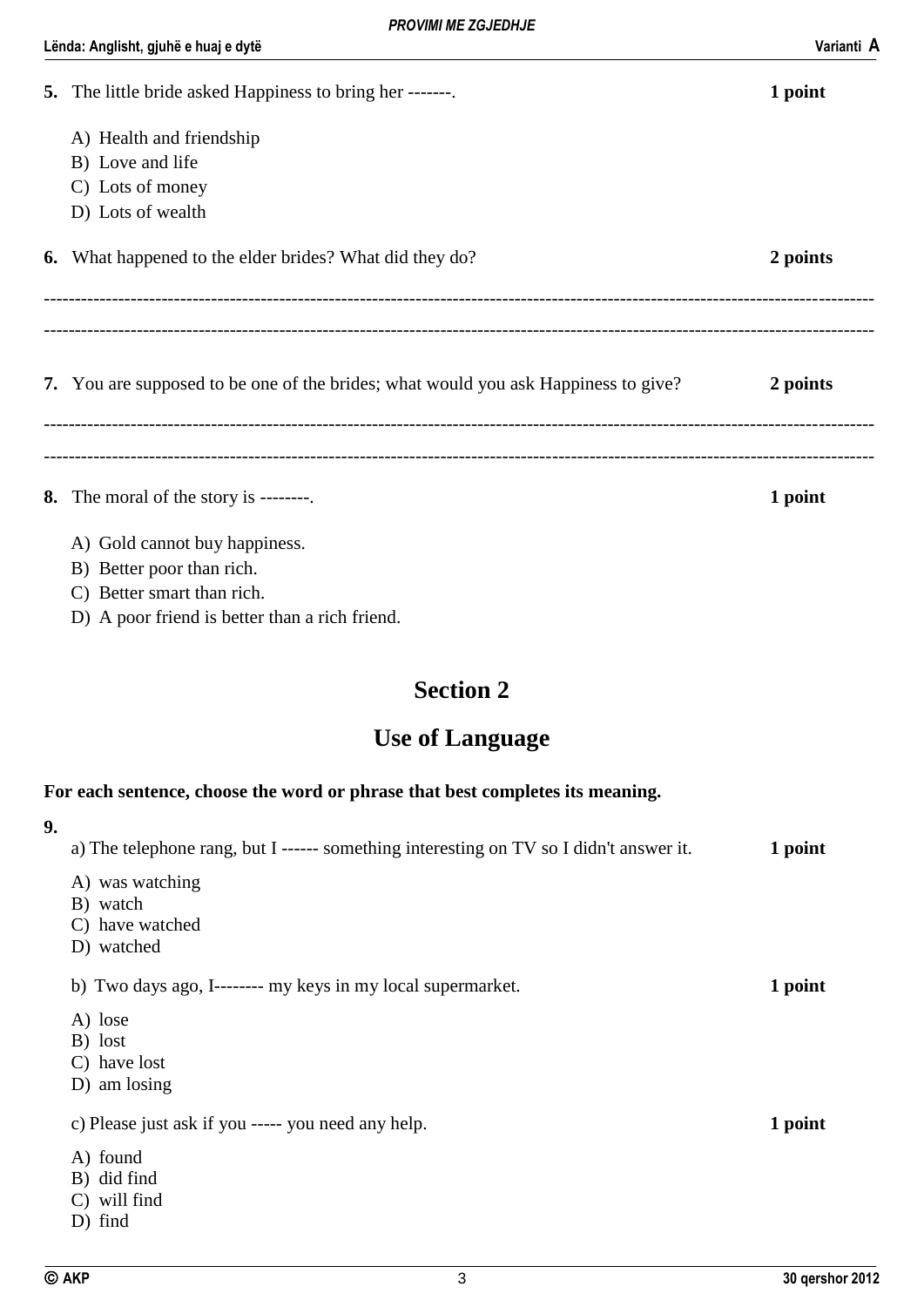**5.** The little bride asked Happiness to bring her -------. **1 point**

A) Health and friendship
B) Love and life
C) Lots of money
D) Lots of wealth

**6.** What happened to the elder brides? What did they do? **2 points**

-----------------------------------------------------------------------------------------------------------------------------------

-----------------------------------------------------------------------------------------------------------------------------------

**7.** You are supposed to be one of the brides; what would you ask Happiness to give? **2 points**

-----------------------------------------------------------------------------------------------------------------------------------

-----------------------------------------------------------------------------------------------------------------------------------

**8.** The moral of the story is --------. **1 point**

A) Gold cannot buy happiness.
B) Better poor than rich.
C) Better smart than rich.
D) A poor friend is better than a rich friend.

## Section 2

## Use of Language

**For each sentence, choose the word or phrase that best completes its meaning.**

**9.**

a) The telephone rang, but I ------ something interesting on TV so I didn't answer it. **1 point**

A) was watching
B) watch
C) have watched
D) watched

b) Two days ago, I-------- my keys in my local supermarket. **1 point**

A) lose
B) lost
C) have lost
D) am losing

c) Please just ask if you ----- you need any help. **1 point**

A) found
B) did find
C) will find
D) find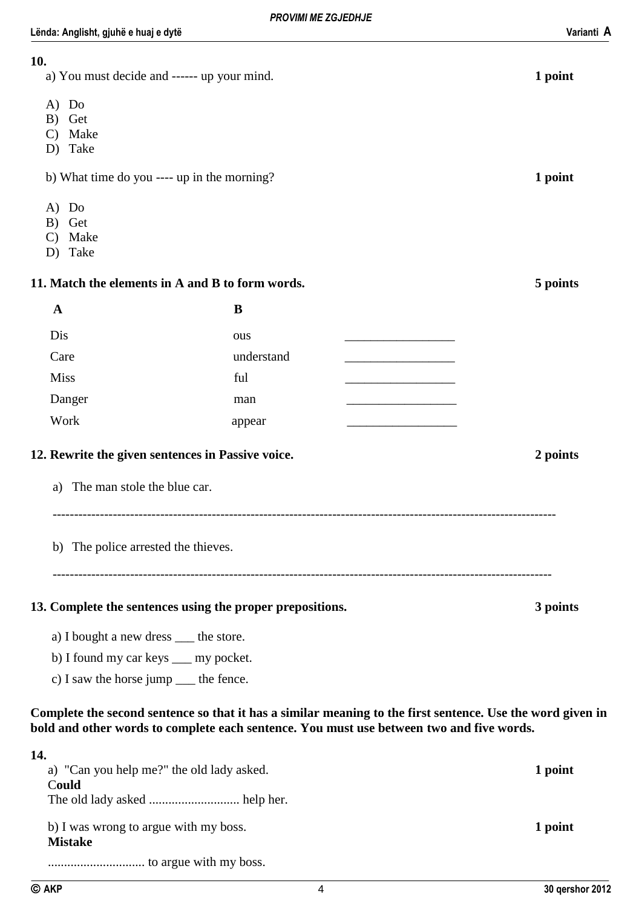**10.**

a) You must decide and ------ up your mind. **1 point**

A) Do
B) Get
C) Make
D) Take

b) What time do you ---- up in the morning? **1 point**

A) Do
B) Get
C) Make
D) Take

**11. Match the elements in A and B to form words. 5 points**

| A | B | |
|---|---|---|
| Dis | ous | _________________ |
| Care | understand | _________________ |
| Miss | ful | _________________ |
| Danger | man | _________________ |
| Work | appear | _________________ |

**12. Rewrite the given sentences in Passive voice. 2 points**

a) The man stole the blue car.

-------------------------------------------------------------------------------------------------------------------

b) The police arrested the thieves.

-------------------------------------------------------------------------------------------------------------------

**13. Complete the sentences using the proper prepositions. 3 points**

a) I bought a new dress ___ the store.

b) I found my car keys ___ my pocket.

c) I saw the horse jump ___ the fence.

**Complete the second sentence so that it has a similar meaning to the first sentence. Use the word given in bold and other words to complete each sentence. You must use between two and five words.**

**14.**

a) "Can you help me?" the old lady asked. **1 point**

C**ould**

The old lady asked ............................ help her.

b) I was wrong to argue with my boss. **1 point**

**Mistake**

.............................. to argue with my boss.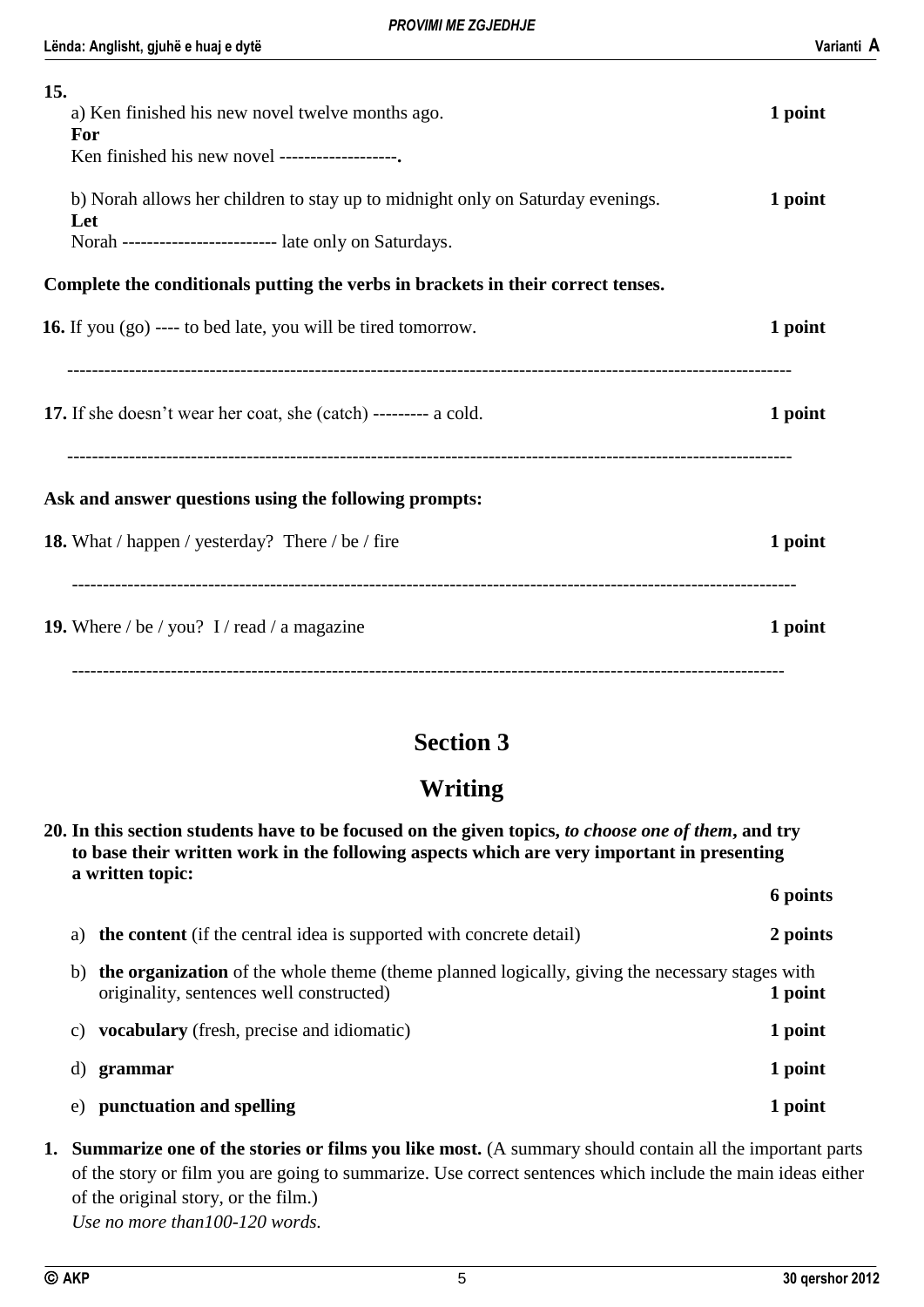**15.**

a) Ken finished his new novel twelve months ago. **1 point**

**For**

Ken finished his new novel -------------------.

b) Norah allows her children to stay up to midnight only on Saturday evenings. **1 point**

**Let**

Norah ------------------------ late only on Saturdays.

**Complete the conditionals putting the verbs in brackets in their correct tenses.**

**16.** If you (go) ---- to bed late, you will be tired tomorrow. **1 point**

---------------------------------------------------------------------------------------------------------------

**17.** If she doesn't wear her coat, she (catch) --------- a cold. **1 point**

---------------------------------------------------------------------------------------------------------------

**Ask and answer questions using the following prompts:**

**18.** What / happen / yesterday?  There / be / fire **1 point**

---------------------------------------------------------------------------------------------------------------

**19.** Where / be / you?  I / read / a magazine **1 point**

---------------------------------------------------------------------------------------------------------------

## Section 3

## Writing

**20. In this section students have to be focused on the given topics, *to choose one of them*, and try to base their written work in the following aspects which are very important in presenting a written topic:**

**6 points**

a) **the content** (if the central idea is supported with concrete detail) **2 points**

b) **the organization** of the whole theme (theme planned logically, giving the necessary stages with originality, sentences well constructed) **1 point**

c) **vocabulary** (fresh, precise and idiomatic) **1 point**

d) **grammar** **1 point**

e) **punctuation and spelling** **1 point**

1. **Summarize one of the stories or films you like most.** (A summary should contain all the important parts of the story or film you are going to summarize. Use correct sentences which include the main ideas either of the original story, or the film.)
   *Use no more than100-120 words.*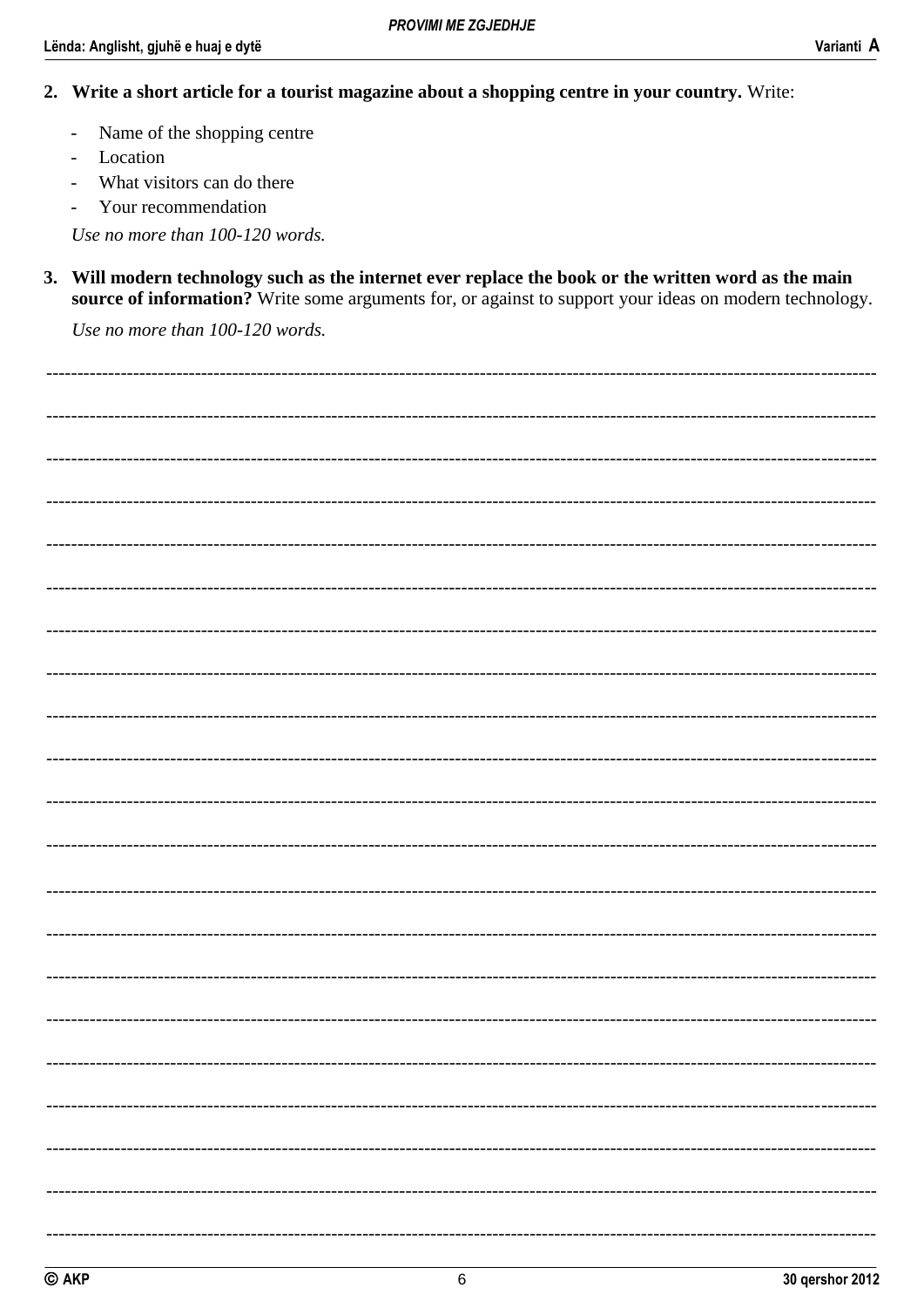2. **Write a short article for a tourist magazine about a shopping centre in your country.** Write:

   - Name of the shopping centre
   - Location
   - What visitors can do there
   - Your recommendation

   *Use no more than 100-120 words.*

3. **Will modern technology such as the internet ever replace the book or the written word as the main source of information?** Write some arguments for, or against to support your ideas on modern technology.

   *Use no more than 100-120 words.*